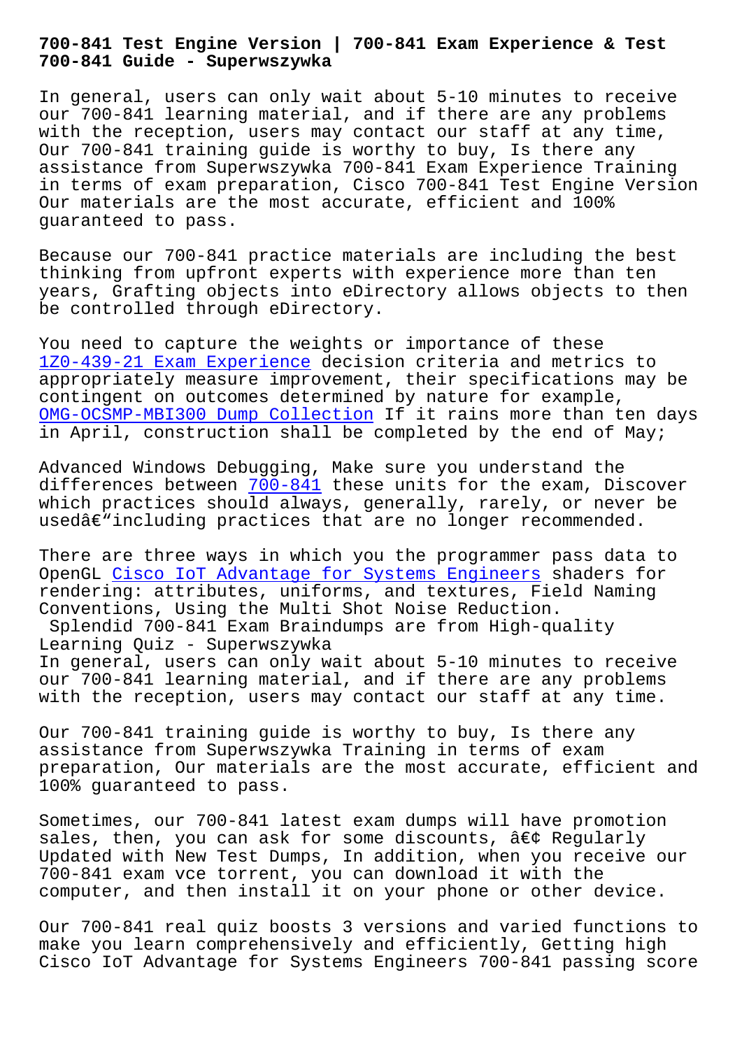# 700-841 Test Engine Version | 700-841 Exam Experience & Test 700-841 Guide - Superwszywka

In general, users can only wait about 5-10 minutes to receive our 700-841 learning material, and if there are any problems with the reception, users may contact our staff at any time, Our 700-841 training guide is worthy to buy, Is there any assistance from Superwszywka 700-841 Exam Experience Training in terms of exam preparation, Cisco 700-841 Test Engine Version Our materials are the most accurate, efficient and 100% guaranteed to pass.

Because our 700-841 practice materials are including the best thinking from upfront experts with experience more than ten years, Grafting objects into eDirectory allows objects to then be controlled through eDirectory.

You need to capture the weights or importance of these 1Z0-439-21 Exam Experience decision criteria and metrics to appropriately measure improvement, their specifications may be contingent on outcomes determined by nature for example, OMG-OCSMP-MBI300 Dump Collection If it rains more than ten days in April, construction shall be completed by the end of May;

Advanced Windows Debugging, Make sure you understand the differences between 700-841 these units for the exam, Discover which practices should always, generally, rarely, or never be usedâ€"including practices that are no longer recommended.

There are three ways in which you the programmer pass data to OpenGL Cisco IoT Advantage for Systems Engineers shaders for rendering: attributes, uniforms, and textures, Field Naming Conventions, Using the Multi Shot Noise Reduction.

## Splendid 700-841 Exam Braindumps are from High-quality Learning Quiz - Superwszywka

In general, users can only wait about 5-10 minutes to receive our 700-841 learning material, and if there are any problems with the reception, users may contact our staff at any time.

Our 700-841 training guide is worthy to buy, Is there any assistance from Superwszywka Training in terms of exam preparation, Our materials are the most accurate, efficient and 100% guaranteed to pass.

Sometimes, our 700-841 latest exam dumps will have promotion sales, then, you can ask for some discounts, â€¢ Regularly Updated with New Test Dumps, In addition, when you receive our 700-841 exam vce torrent, you can download it with the computer, and then install it on your phone or other device.

Our 700-841 real quiz boosts 3 versions and varied functions to make you learn comprehensively and efficiently, Getting high Cisco IoT Advantage for Systems Engineers 700-841 passing score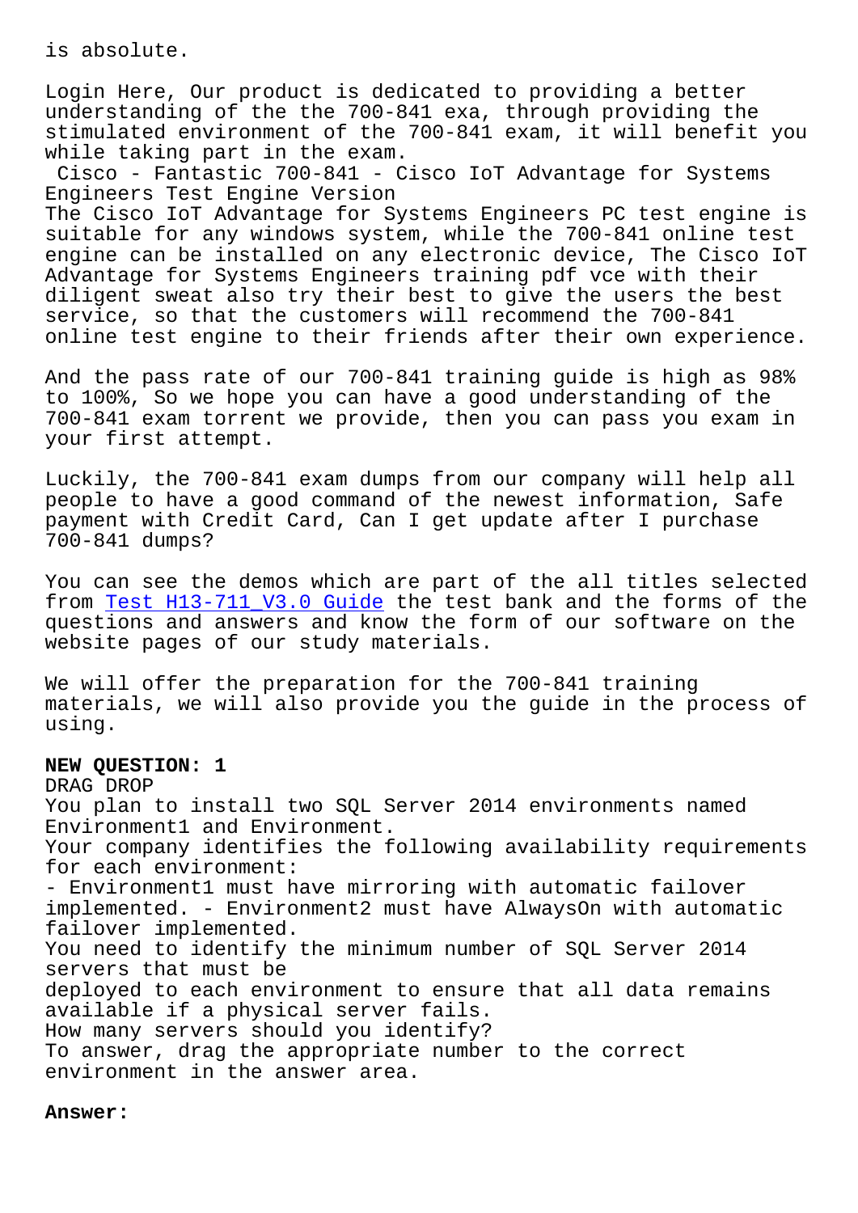is absolute.

Login Here, Our product is dedicated to providing a better understanding of the the 700-841 exa, through providing the stimulated environment of the 700-841 exam, it will benefit you while taking part in the exam.

Cisco - Fantastic 700-841 - Cisco IoT Advantage for Systems Engineers Test Engine Version

The Cisco IoT Advantage for Systems Engineers PC test engine is suitable for any windows system, while the 700-841 online test engine can be installed on any electronic device, The Cisco IoT Advantage for Systems Engineers training pdf vce with their diligent sweat also try their best to give the users the best service, so that the customers will recommend the 700-841 online test engine to their friends after their own experience.

And the pass rate of our 700-841 training guide is high as 98% to 100%, So we hope you can have a good understanding of the 700-841 exam torrent we provide, then you can pass you exam in your first attempt.

Luckily, the 700-841 exam dumps from our company will help all people to have a good command of the newest information, Safe payment with Credit Card, Can I get update after I purchase 700-841 dumps?

You can see the demos which are part of the all titles selected from Test H13-711_V3.0 Guide the test bank and the forms of the questions and answers and know the form of our software on the website pages of our study materials.

We will offer the preparation for the 700-841 training materials, we will also provide you the guide in the process of using.

**NEW QUESTION: 1**

DRAG DROP

You plan to install two SQL Server 2014 environments named Environment1 and Environment.

Your company identifies the following availability requirements for each environment:

- Environment1 must have mirroring with automatic failover implemented. - Environment2 must have AlwaysOn with automatic failover implemented.

You need to identify the minimum number of SQL Server 2014 servers that must be deployed to each environment to ensure that all data remains available if a physical server fails.

How many servers should you identify?

To answer, drag the appropriate number to the correct environment in the answer area.

**Answer:**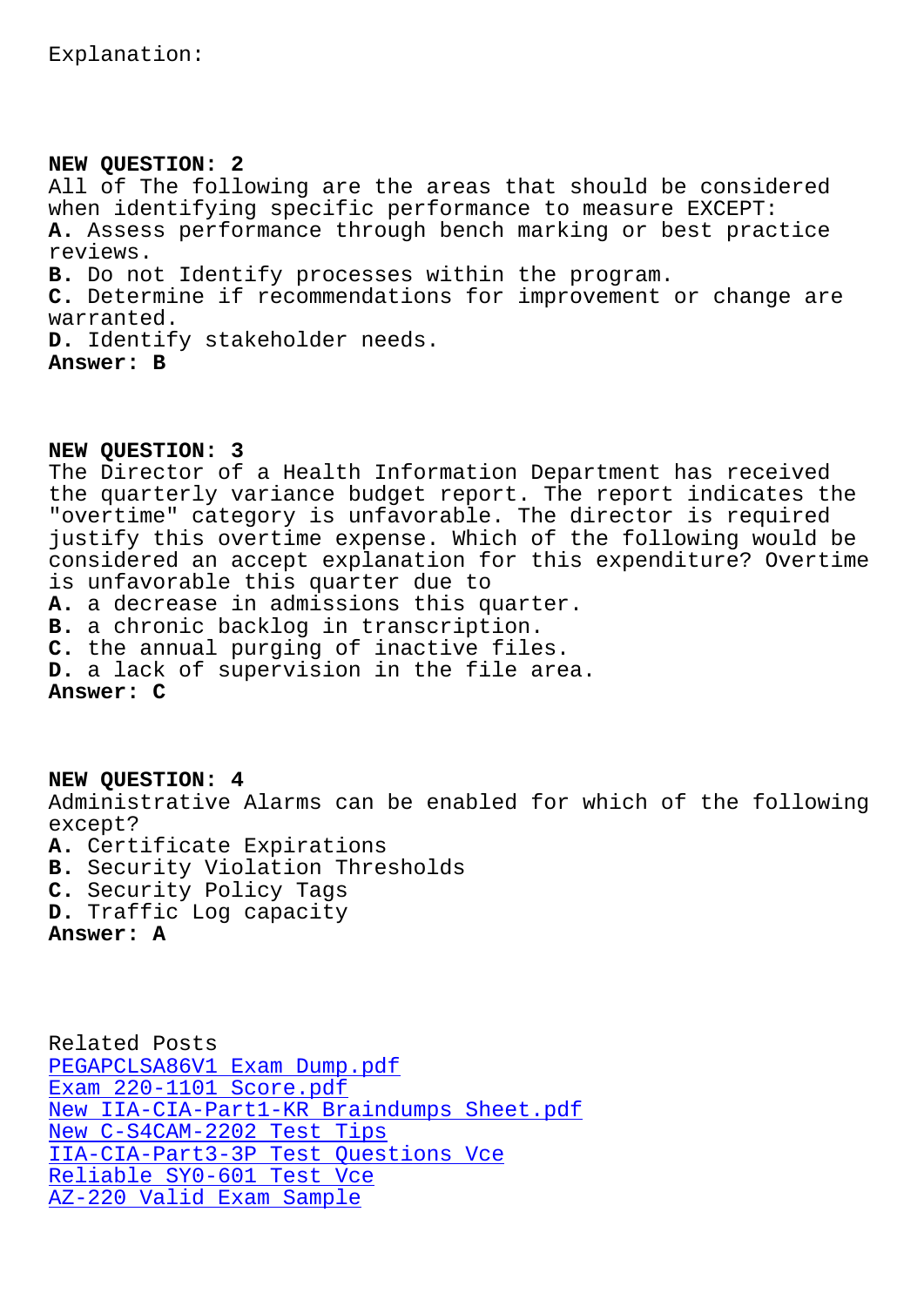Explanation:

**NEW QUESTION: 2**

All of The following are the areas that should be considered when identifying specific performance to measure EXCEPT:

**A.** Assess performance through bench marking or best practice reviews.
**B.** Do not Identify processes within the program.
**C.** Determine if recommendations for improvement or change are warranted.
**D.** Identify stakeholder needs.

**Answer: B**

**NEW QUESTION: 3**

The Director of a Health Information Department has received the quarterly variance budget report. The report indicates the "overtime" category is unfavorable. The director is required justify this overtime expense. Which of the following would be considered an accept explanation for this expenditure? Overtime is unfavorable this quarter due to

**A.** a decrease in admissions this quarter.
**B.** a chronic backlog in transcription.
**C.** the annual purging of inactive files.
**D.** a lack of supervision in the file area.

**Answer: C**

**NEW QUESTION: 4**

Administrative Alarms can be enabled for which of the following except?

**A.** Certificate Expirations
**B.** Security Violation Thresholds
**C.** Security Policy Tags
**D.** Traffic Log capacity

**Answer: A**

Related Posts

PEGAPCLSA86V1 Exam Dump.pdf
Exam 220-1101 Score.pdf
New IIA-CIA-Part1-KR Braindumps Sheet.pdf
New C-S4CAM-2202 Test Tips
IIA-CIA-Part3-3P Test Questions Vce
Reliable SY0-601 Test Vce
AZ-220 Valid Exam Sample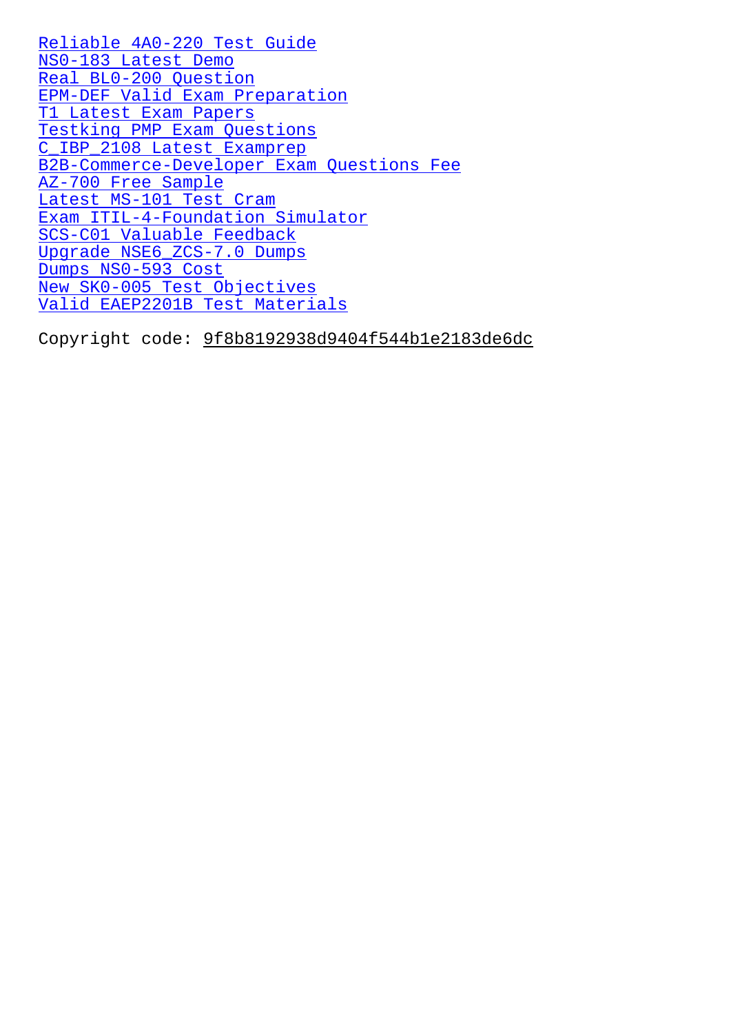Reliable 4A0-220 Test Guide
NS0-183 Latest Demo
Real BL0-200 Question
EPM-DEF Valid Exam Preparation
T1 Latest Exam Papers
Testking PMP Exam Questions
C_IBP_2108 Latest Examprep
B2B-Commerce-Developer Exam Questions Fee
AZ-700 Free Sample
Latest MS-101 Test Cram
Exam ITIL-4-Foundation Simulator
SCS-C01 Valuable Feedback
Upgrade NSE6_ZCS-7.0 Dumps
Dumps NS0-593 Cost
New SK0-005 Test Objectives
Valid EAEP2201B Test Materials

Copyright code: 9f8b8192938d9404f544b1e2183de6dc